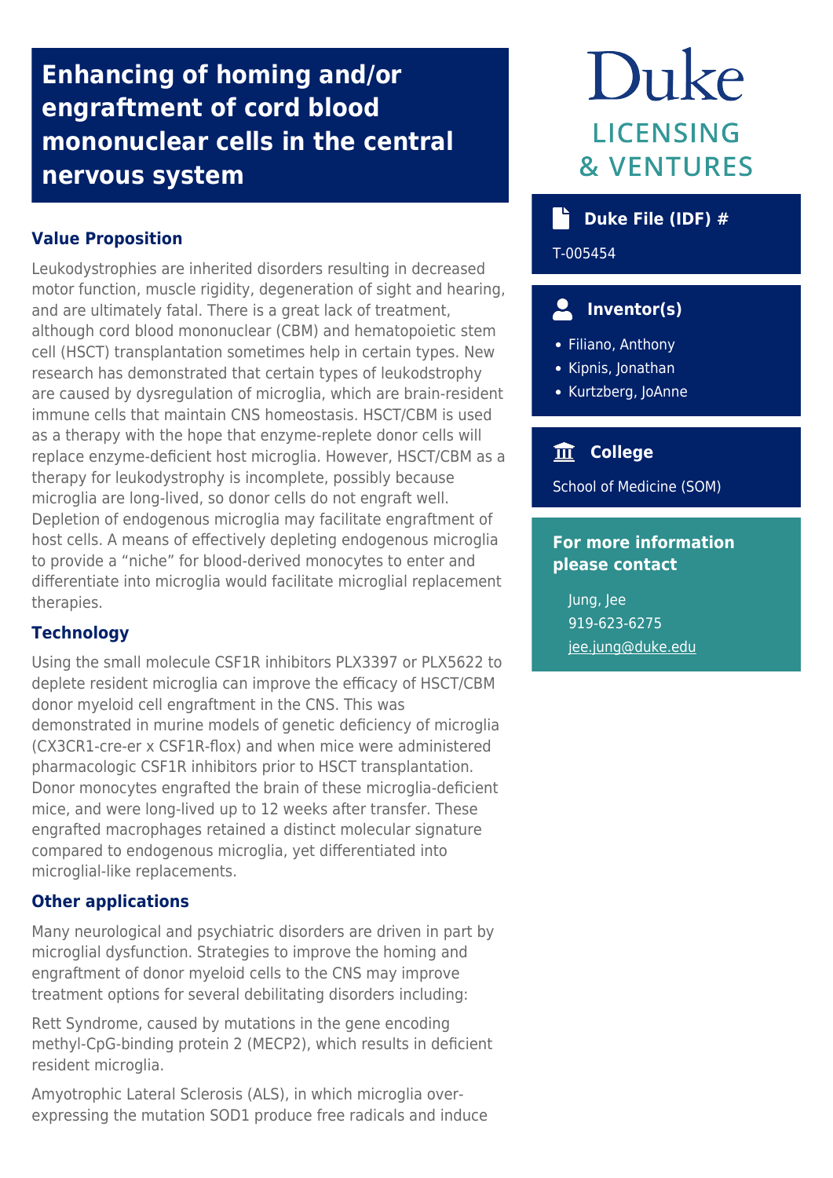# Enhancing of homing and/or engraftment of cord blood mononuclear cells in the central nervous system

## Value Proposition

Leukodystrophies are inherited disorders resulting in decreased motor function, muscle rigidity, degeneration of sight and hearing, and are ultimately fatal. There is a great lack of treatment, although cord blood mononuclear (CBM) and hematopoietic stem cell (HSCT) transplantation sometimes help in certain types. New research has demonstrated that certain types of leukodstrophy are caused by dysregulation of microglia, which are brain-resident immune cells that maintain CNS homeostasis. HSCT/CBM is used as a therapy with the hope that enzyme-replete donor cells will replace enzyme-deficient host microglia. However, HSCT/CBM as a therapy for leukodystrophy is incomplete, possibly because microglia are long-lived, so donor cells do not engraft well. Depletion of endogenous microglia may facilitate engraftment of host cells. A means of effectively depleting endogenous microglia to provide a "niche" for blood-derived monocytes to enter and differentiate into microglia would facilitate microglial replacement therapies.

## Technology

Using the small molecule CSF1R inhibitors PLX3397 or PLX5622 to deplete resident microglia can improve the efficacy of HSCT/CBM donor myeloid cell engraftment in the CNS. This was demonstrated in murine models of genetic deficiency of microglia (CX3CR1-cre-er x CSF1R-flox) and when mice were administered pharmacologic CSF1R inhibitors prior to HSCT transplantation. Donor monocytes engrafted the brain of these microglia-deficient mice, and were long-lived up to 12 weeks after transfer. These engrafted macrophages retained a distinct molecular signature compared to endogenous microglia, yet differentiated into microglial-like replacements.

## Other applications

Many neurological and psychiatric disorders are driven in part by microglial dysfunction. Strategies to improve the homing and engraftment of donor myeloid cells to the CNS may improve treatment options for several debilitating disorders including:

Rett Syndrome, caused by mutations in the gene encoding methyl-CpG-binding protein 2 (MECP2), which results in deficient resident microglia.

Amyotrophic Lateral Sclerosis (ALS), in which microglia over-expressing the mutation SOD1 produce free radicals and induce

Duke LICENSING & VENTURES

### Duke File (IDF) #

T-005454

### Inventor(s)

- Filiano, Anthony
- Kipnis, Jonathan
- Kurtzberg, JoAnne

### College

School of Medicine (SOM)

### For more information please contact

Jung, Jee
919-623-6275
jee.jung@duke.edu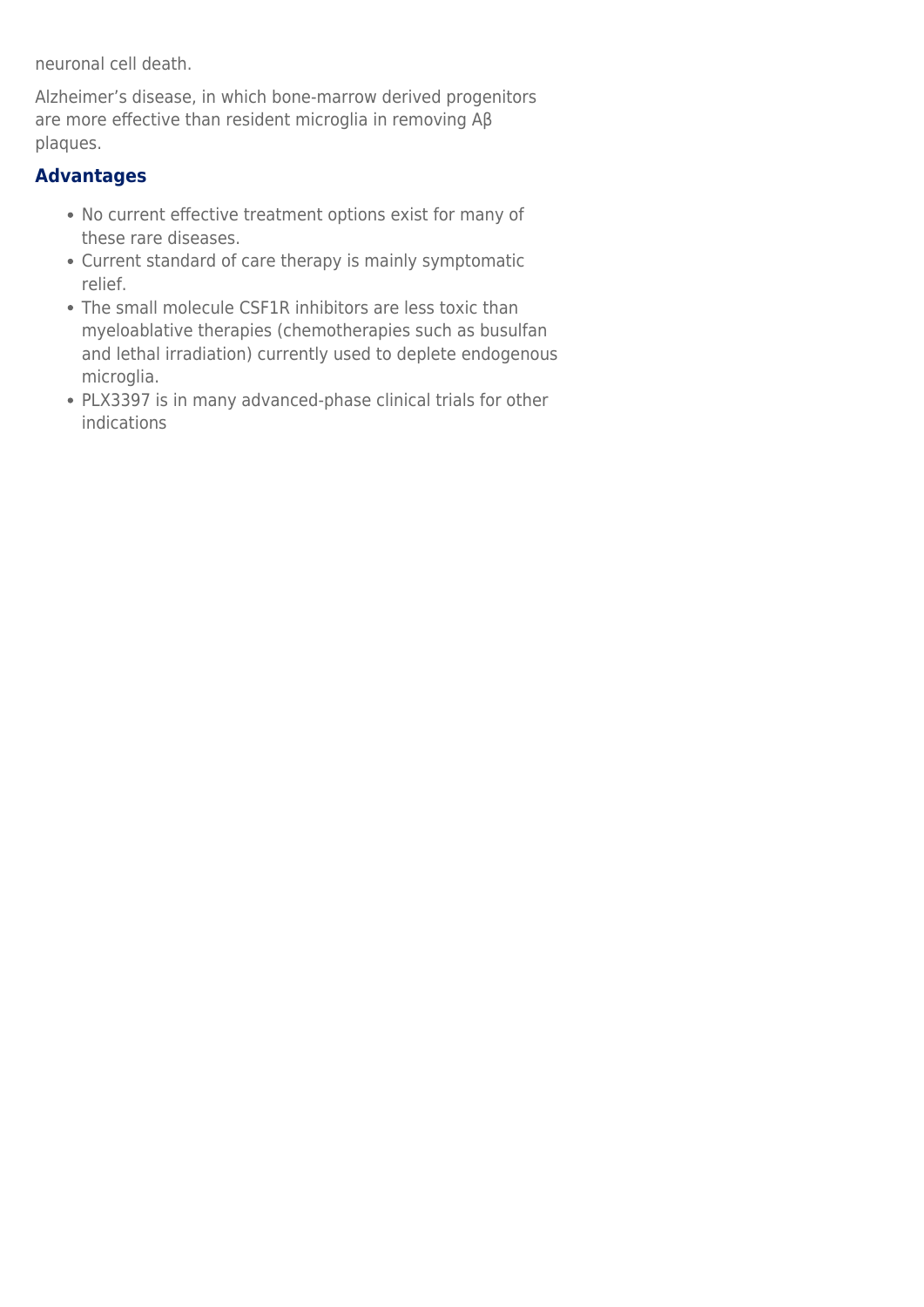neuronal cell death.

Alzheimer's disease, in which bone-marrow derived progenitors are more effective than resident microglia in removing Aβ plaques.

### Advantages

- No current effective treatment options exist for many of these rare diseases.
- Current standard of care therapy is mainly symptomatic relief.
- The small molecule CSF1R inhibitors are less toxic than myeloablative therapies (chemotherapies such as busulfan and lethal irradiation) currently used to deplete endogenous microglia.
- PLX3397 is in many advanced-phase clinical trials for other indications